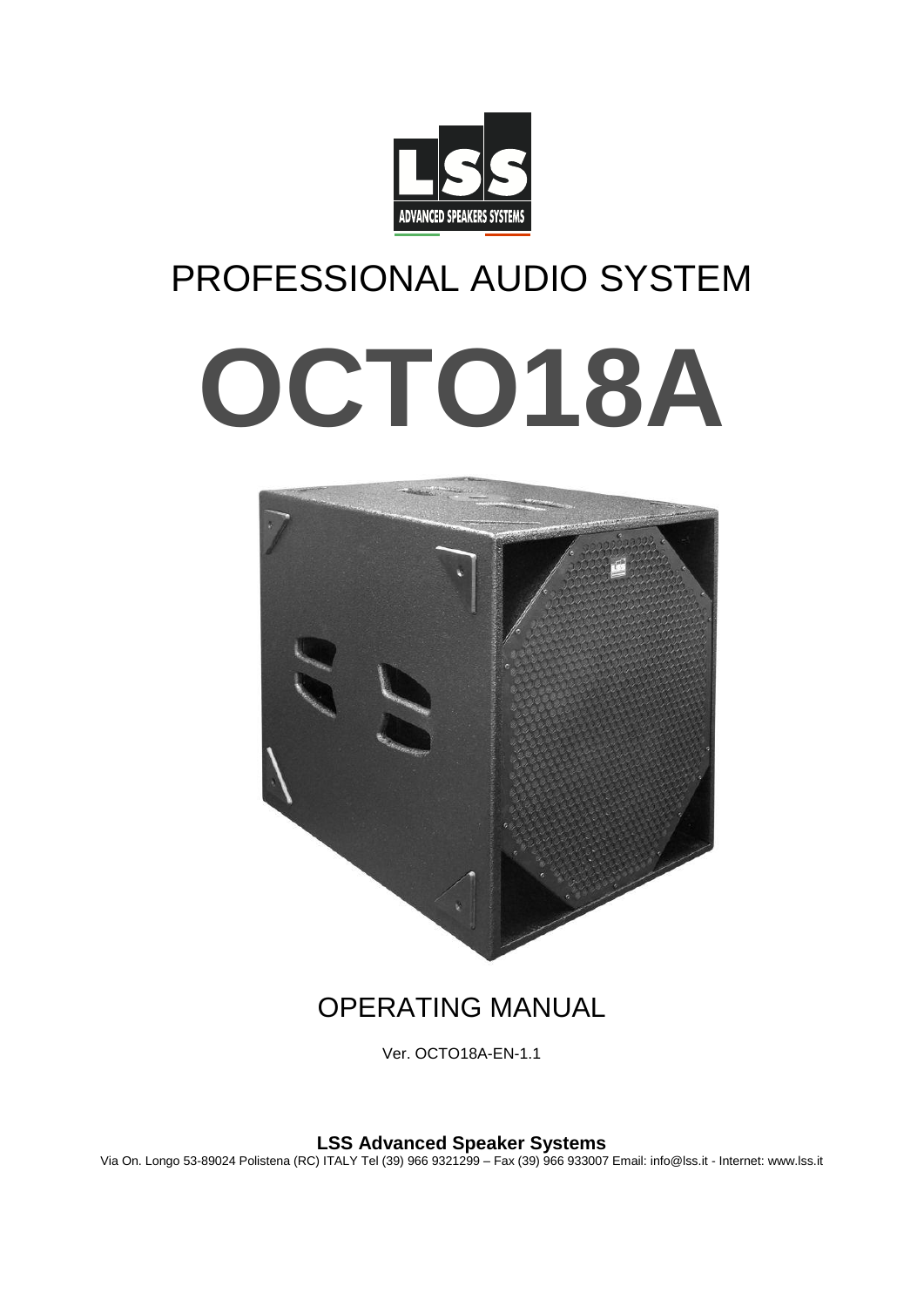LSS

ADVANCED SPEAKERS SYSTEMS

# PROFESSIONAL AUDIO SYSTEM

# OCTO18A

## OPERATING MANUAL

Ver. OCTO18A-EN-1.1

**LSS Advanced Speaker Systems**

Via On. Longo 53-89024 Polistena (RC) ITALY Tel (39) 966 9321299 – Fax (39) 966 933007 Email: info@lss.it - Internet: www.lss.it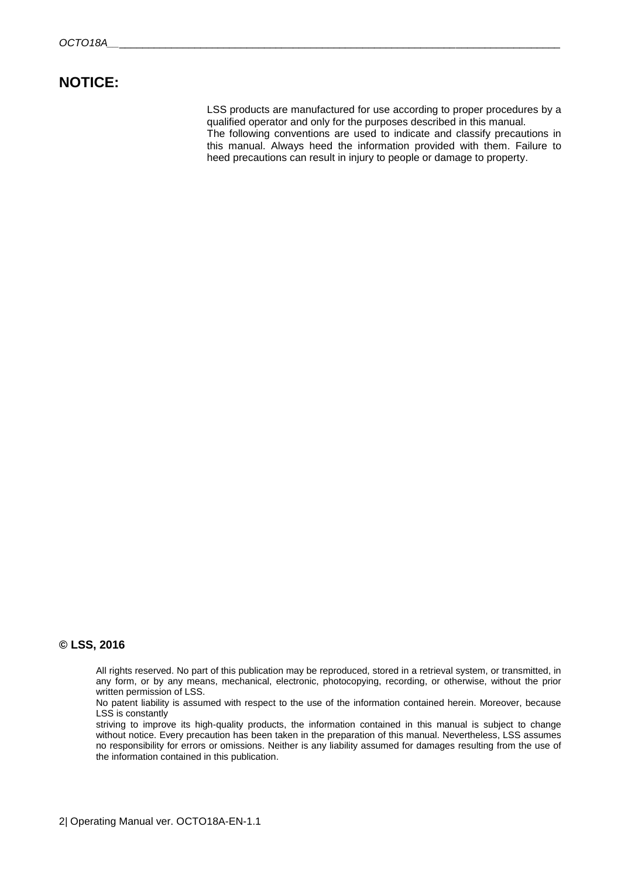# NOTICE:

LSS products are manufactured for use according to proper procedures by a qualified operator and only for the purposes described in this manual.
The following conventions are used to indicate and classify precautions in this manual. Always heed the information provided with them. Failure to heed precautions can result in injury to people or damage to property.

**© LSS, 2016**

All rights reserved. No part of this publication may be reproduced, stored in a retrieval system, or transmitted, in any form, or by any means, mechanical, electronic, photocopying, recording, or otherwise, without the prior written permission of LSS.
No patent liability is assumed with respect to the use of the information contained herein. Moreover, because LSS is constantly
striving to improve its high-quality products, the information contained in this manual is subject to change without notice. Every precaution has been taken in the preparation of this manual. Nevertheless, LSS assumes no responsibility for errors or omissions. Neither is any liability assumed for damages resulting from the use of the information contained in this publication.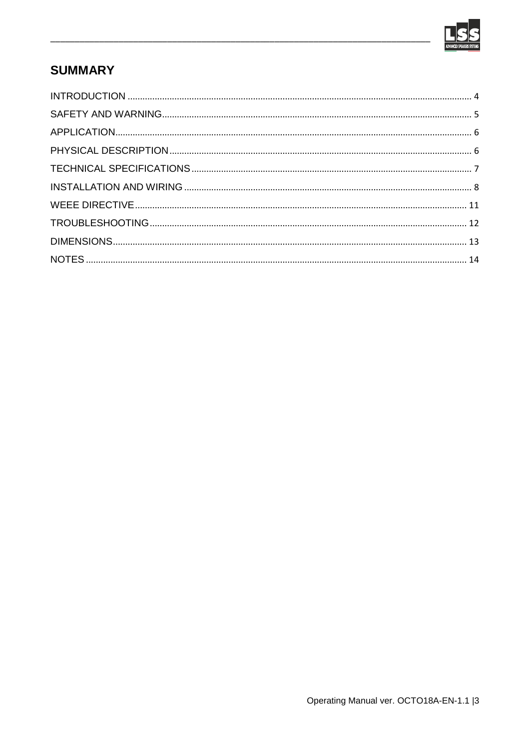## SUMMARY

INTRODUCTION ........................................................................................................ 4
SAFETY AND WARNING.............................................................................................. 5
APPLICATION............................................................................................................ 6
PHYSICAL DESCRIPTION........................................................................................... 6
TECHNICAL SPECIFICATIONS..................................................................................... 7
INSTALLATION AND WIRING ..................................................................................... 8
WEEE DIRECTIVE...................................................................................................... 11
TROUBLESHOOTING ................................................................................................. 12
DIMENSIONS............................................................................................................ 13
NOTES ..................................................................................................................... 14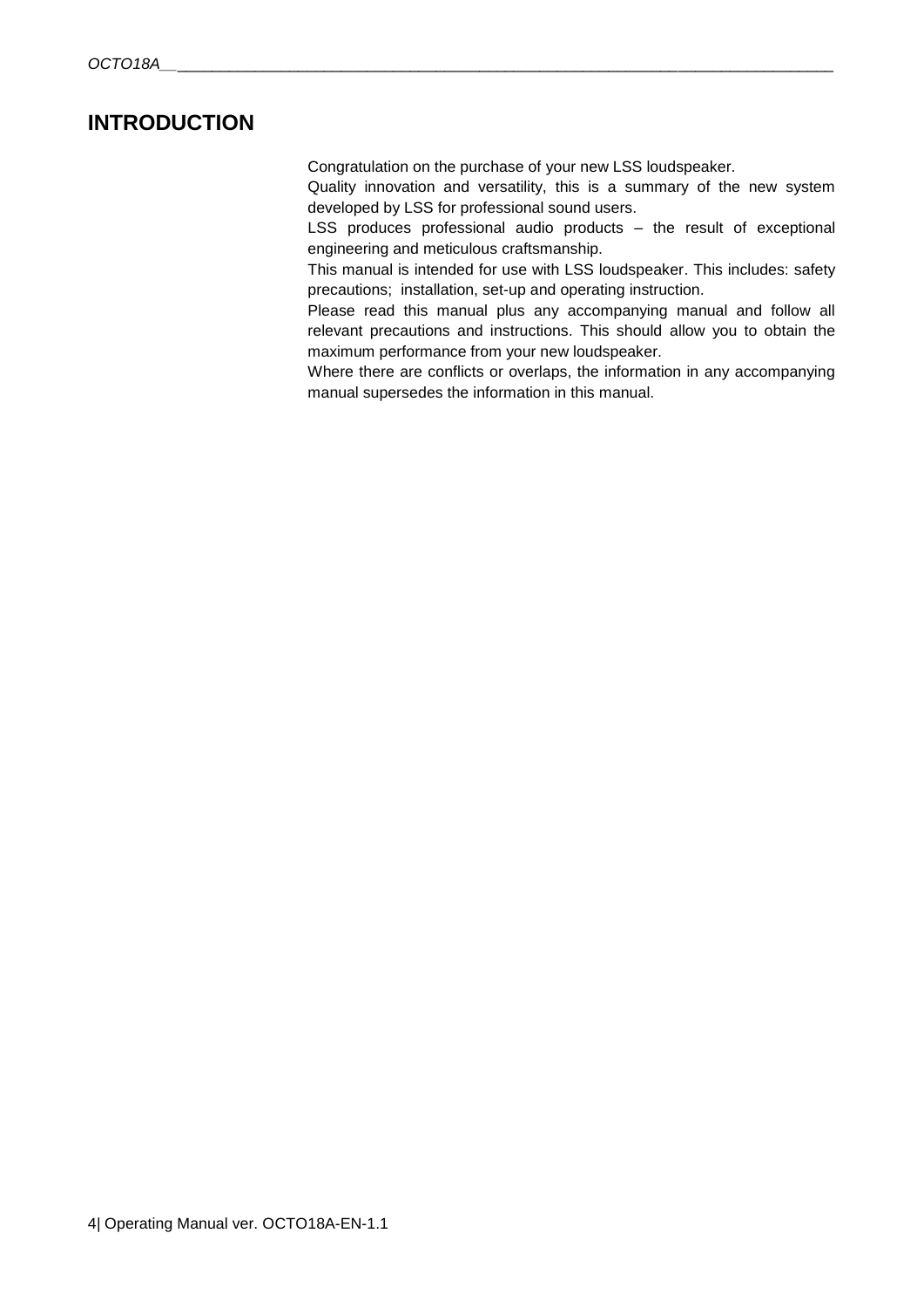# INTRODUCTION

Congratulation on the purchase of your new LSS loudspeaker.

Quality innovation and versatility, this is a summary of the new system developed by LSS for professional sound users.

LSS produces professional audio products – the result of exceptional engineering and meticulous craftsmanship.

This manual is intended for use with LSS loudspeaker. This includes: safety precautions; installation, set-up and operating instruction.

Please read this manual plus any accompanying manual and follow all relevant precautions and instructions. This should allow you to obtain the maximum performance from your new loudspeaker.

Where there are conflicts or overlaps, the information in any accompanying manual supersedes the information in this manual.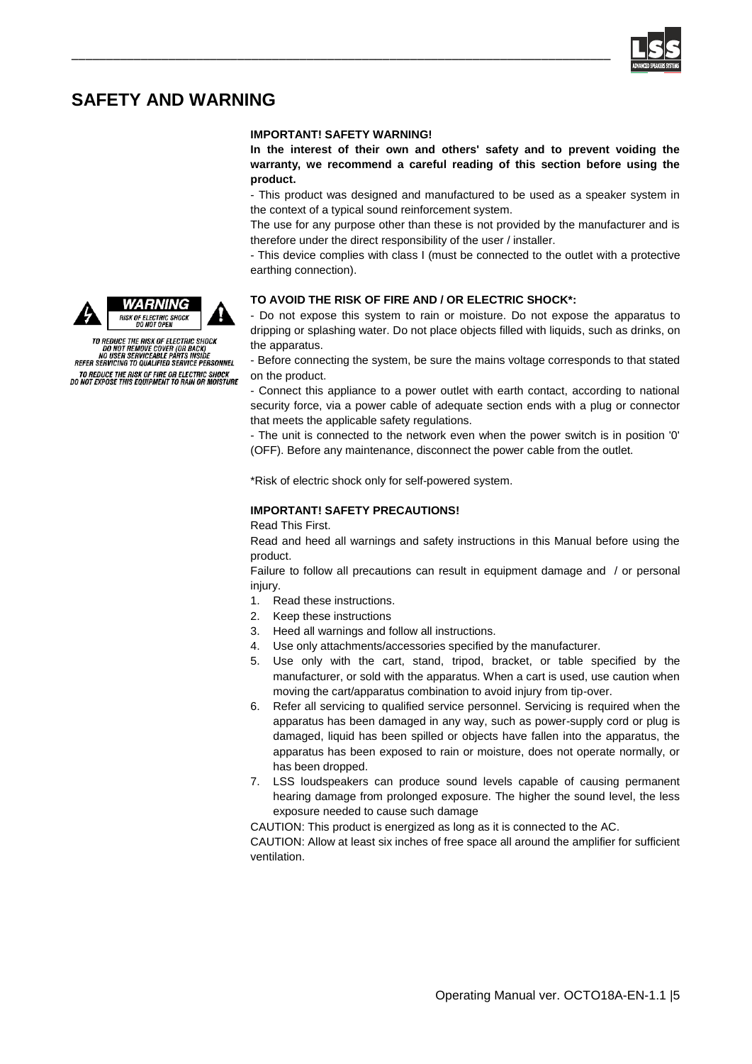# SAFETY AND WARNING

**IMPORTANT! SAFETY WARNING!**

**In the interest of their own and others' safety and to prevent voiding the warranty, we recommend a careful reading of this section before using the product.**

- This product was designed and manufactured to be used as a speaker system in the context of a typical sound reinforcement system.

The use for any purpose other than these is not provided by the manufacturer and is therefore under the direct responsibility of the user / installer.

- This device complies with class I (must be connected to the outlet with a protective earthing connection).

WARNING
RISK OF ELECTRIC SHOCK
DO NOT OPEN

TO REDUCE THE RISK OF ELECTRIC SHOCK
DO NOT REMOVE COVER (OR BACK)
NO USER SERVICEABLE PARTS INSIDE
REFER SERVICING TO QUALIFIED SERVICE PERSONNEL

TO REDUCE THE RISK OF FIRE OR ELECTRIC SHOCK
DO NOT EXPOSE THIS EQUIPMENT TO RAIN OR MOISTURE

**TO AVOID THE RISK OF FIRE AND / OR ELECTRIC SHOCK*:**

- Do not expose this system to rain or moisture. Do not expose the apparatus to dripping or splashing water. Do not place objects filled with liquids, such as drinks, on the apparatus.

- Before connecting the system, be sure the mains voltage corresponds to that stated on the product.

- Connect this appliance to a power outlet with earth contact, according to national security force, via a power cable of adequate section ends with a plug or connector that meets the applicable safety regulations.

- The unit is connected to the network even when the power switch is in position '0' (OFF). Before any maintenance, disconnect the power cable from the outlet.

*Risk of electric shock only for self-powered system.

**IMPORTANT! SAFETY PRECAUTIONS!**

Read This First.

Read and heed all warnings and safety instructions in this Manual before using the product.

Failure to follow all precautions can result in equipment damage and / or personal injury.

1. Read these instructions.
2. Keep these instructions
3. Heed all warnings and follow all instructions.
4. Use only attachments/accessories specified by the manufacturer.
5. Use only with the cart, stand, tripod, bracket, or table specified by the manufacturer, or sold with the apparatus. When a cart is used, use caution when moving the cart/apparatus combination to avoid injury from tip-over.
6. Refer all servicing to qualified service personnel. Servicing is required when the apparatus has been damaged in any way, such as power-supply cord or plug is damaged, liquid has been spilled or objects have fallen into the apparatus, the apparatus has been exposed to rain or moisture, does not operate normally, or has been dropped.
7. LSS loudspeakers can produce sound levels capable of causing permanent hearing damage from prolonged exposure. The higher the sound level, the less exposure needed to cause such damage

CAUTION: This product is energized as long as it is connected to the AC.

CAUTION: Allow at least six inches of free space all around the amplifier for sufficient ventilation.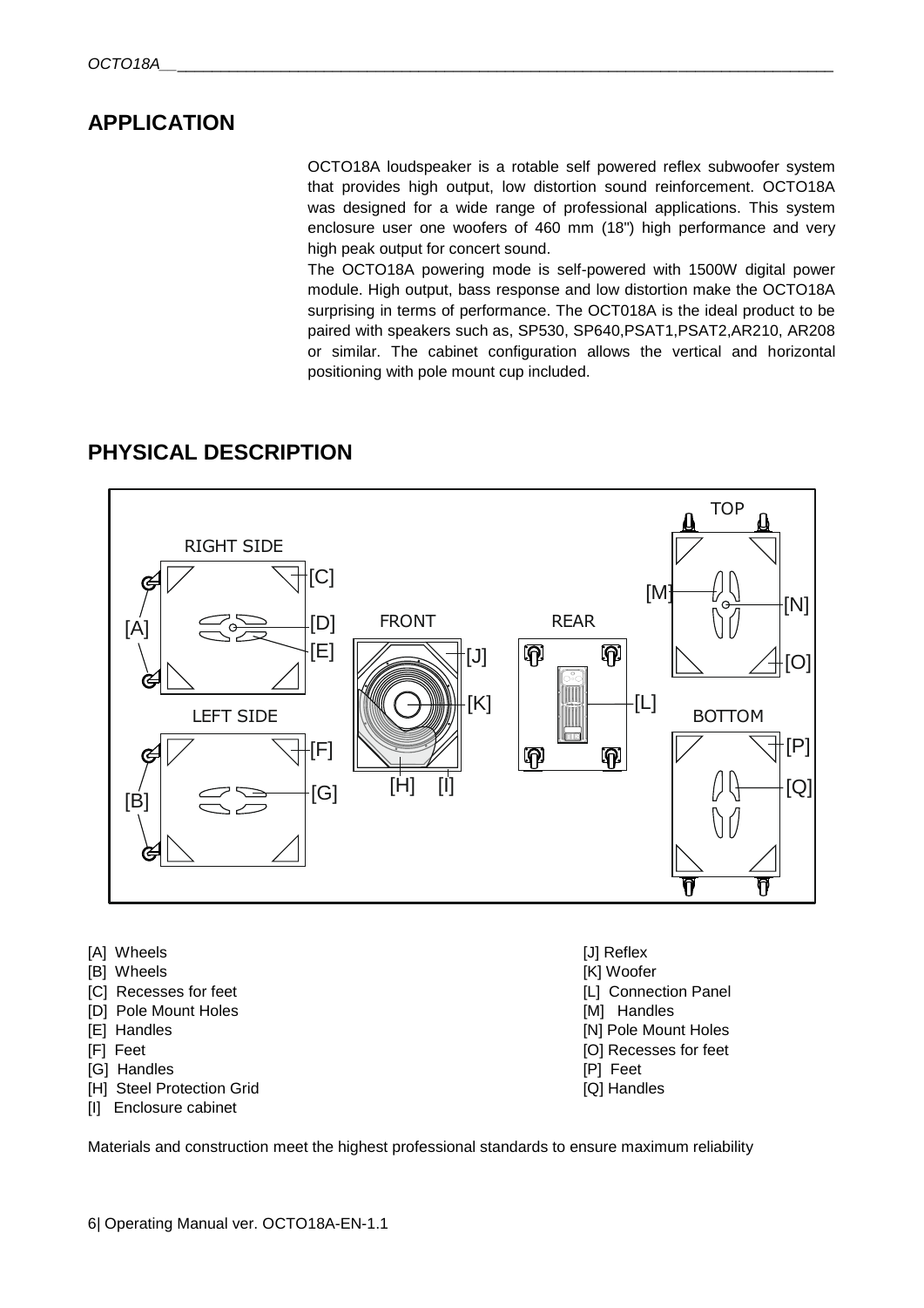## APPLICATION

OCTO18A loudspeaker is a rotable self powered reflex subwoofer system that provides high output, low distortion sound reinforcement. OCTO18A was designed for a wide range of professional applications. This system enclosure user one woofers of 460 mm (18") high performance and very high peak output for concert sound.

The OCTO18A powering mode is self-powered with 1500W digital power module. High output, bass response and low distortion make the OCTO18A surprising in terms of performance. The OCT018A is the ideal product to be paired with speakers such as, SP530, SP640,PSAT1,PSAT2,AR210, AR208 or similar. The cabinet configuration allows the vertical and horizontal positioning with pole mount cup included.

## PHYSICAL DESCRIPTION

[A] Wheels
[B] Wheels
[C] Recesses for feet
[D] Pole Mount Holes
[E] Handles
[F] Feet
[G] Handles
[H] Steel Protection Grid
[I] Enclosure cabinet
[J] Reflex
[K] Woofer
[L] Connection Panel
[M] Handles
[N] Pole Mount Holes
[O] Recesses for feet
[P] Feet
[Q] Handles

Materials and construction meet the highest professional standards to ensure maximum reliability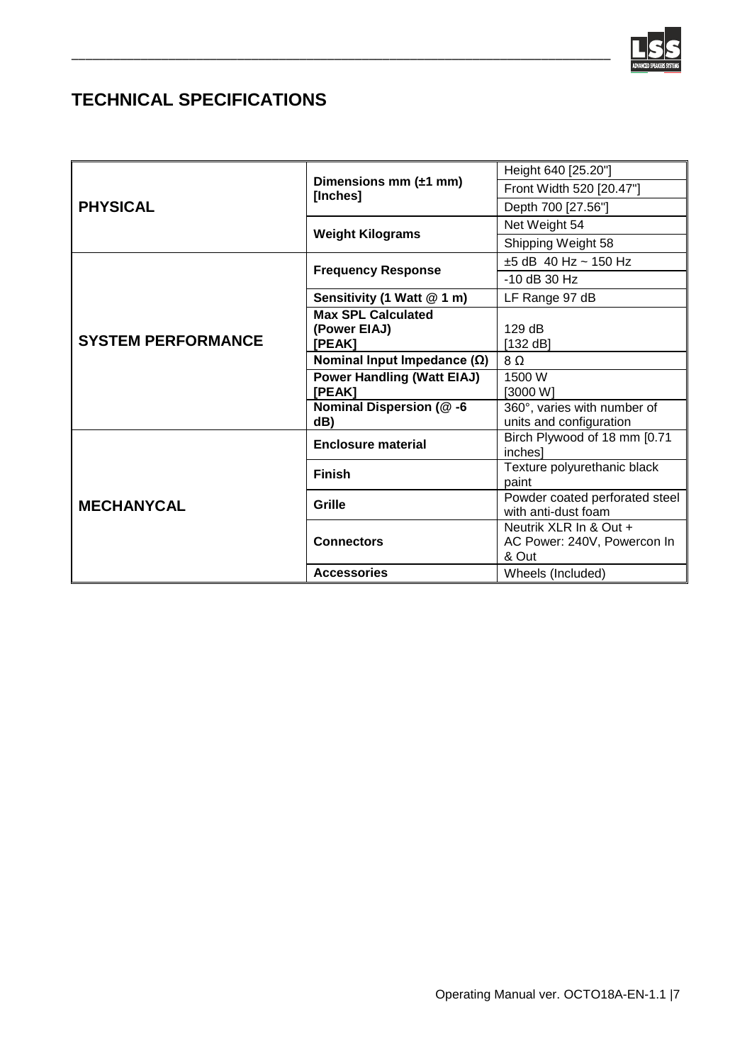## TECHNICAL SPECIFICATIONS

| | | |
|---|---|---|
| **PHYSICAL** | **Dimensions mm (±1 mm) [Inches]** | Height 640 [25.20"] |
| | | Front Width 520 [20.47"] |
| | | Depth 700 [27.56"] |
| | **Weight Kilograms** | Net Weight 54 |
| | | Shipping Weight 58 |
| **SYSTEM PERFORMANCE** | **Frequency Response** | ±5 dB 40 Hz ~ 150 Hz |
| | | -10 dB 30 Hz |
| | **Sensitivity (1 Watt @ 1 m)** | LF Range 97 dB |
| | **Max SPL Calculated (Power EIAJ) [PEAK]** | 129 dB [132 dB] |
| | **Nominal Input Impedance (Ω)** | 8 Ω |
| | **Power Handling (Watt EIAJ) [PEAK]** | 1500 W [3000 W] |
| | **Nominal Dispersion (@ -6 dB)** | 360°, varies with number of units and configuration |
| **MECHANYCAL** | **Enclosure material** | Birch Plywood of 18 mm [0.71 inches] |
| | **Finish** | Texture polyurethanic black paint |
| | **Grille** | Powder coated perforated steel with anti-dust foam |
| | **Connectors** | Neutrik XLR In & Out + AC Power: 240V, Powercon In & Out |
| | **Accessories** | Wheels (Included) |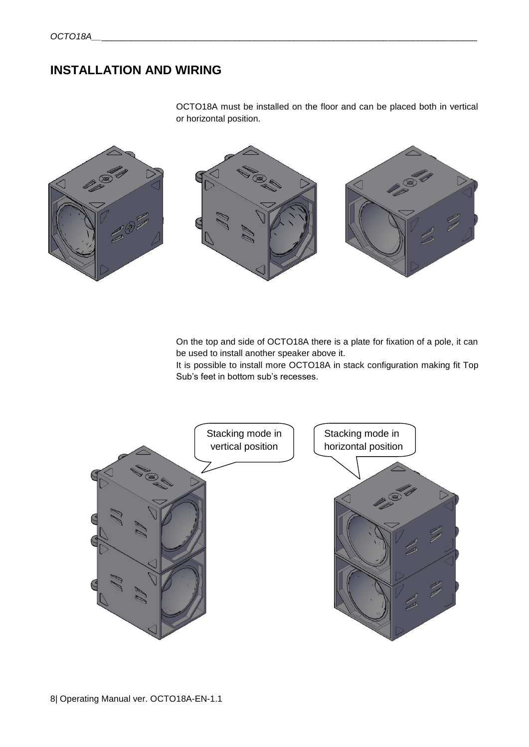# INSTALLATION AND WIRING

OCTO18A must be installed on the floor and can be placed both in vertical or horizontal position.

On the top and side of OCTO18A there is a plate for fixation of a pole, it can be used to install another speaker above it.
It is possible to install more OCTO18A in stack configuration making fit Top Sub's feet in bottom sub's recesses.

Stacking mode in vertical position

Stacking mode in horizontal position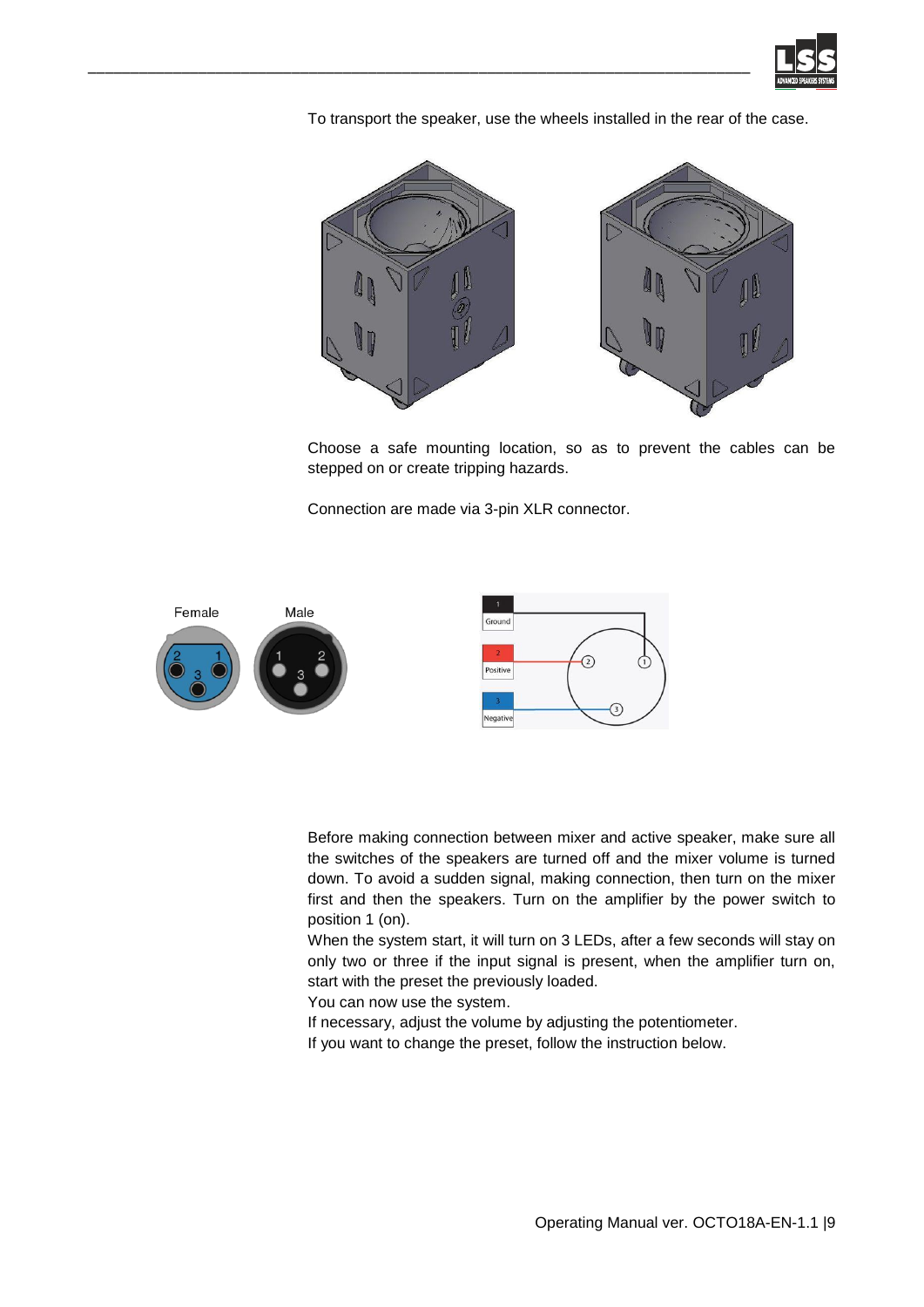To transport the speaker, use the wheels installed in the rear of the case.

Choose a safe mounting location, so as to prevent the cables can be stepped on or create tripping hazards.

Connection are made via 3-pin XLR connector.

Female Male

1 Ground

2 Positive

3 Negative

Before making connection between mixer and active speaker, make sure all the switches of the speakers are turned off and the mixer volume is turned down. To avoid a sudden signal, making connection, then turn on the mixer first and then the speakers. Turn on the amplifier by the power switch to position 1 (on).

When the system start, it will turn on 3 LEDs, after a few seconds will stay on only two or three if the input signal is present, when the amplifier turn on, start with the preset the previously loaded.

You can now use the system.

If necessary, adjust the volume by adjusting the potentiometer.

If you want to change the preset, follow the instruction below.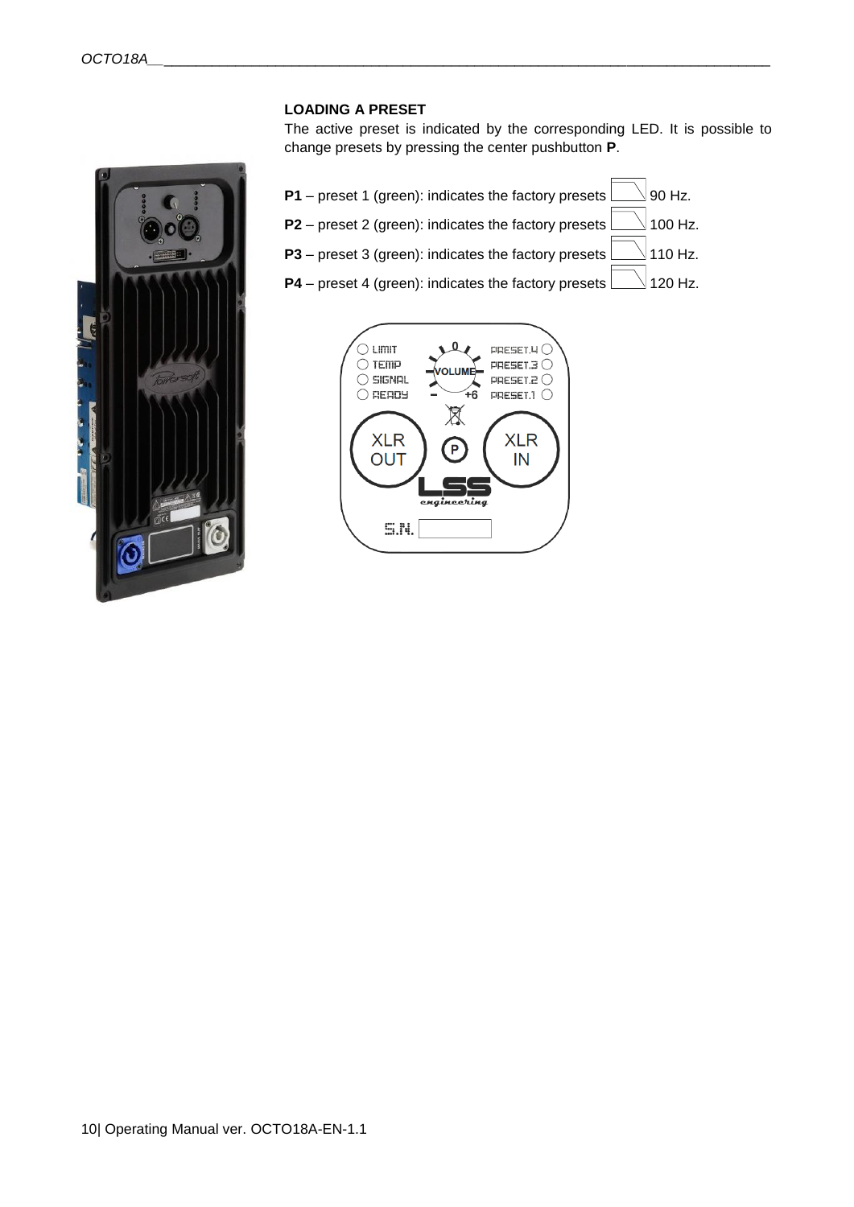**LOADING A PRESET**

The active preset is indicated by the corresponding LED. It is possible to change presets by pressing the center pushbutton **P**.

**P1** – preset 1 (green): indicates the factory presets 90 Hz.

**P2** – preset 2 (green): indicates the factory presets 100 Hz.

**P3** – preset 3 (green): indicates the factory presets 110 Hz.

**P4** – preset 4 (green): indicates the factory presets 120 Hz.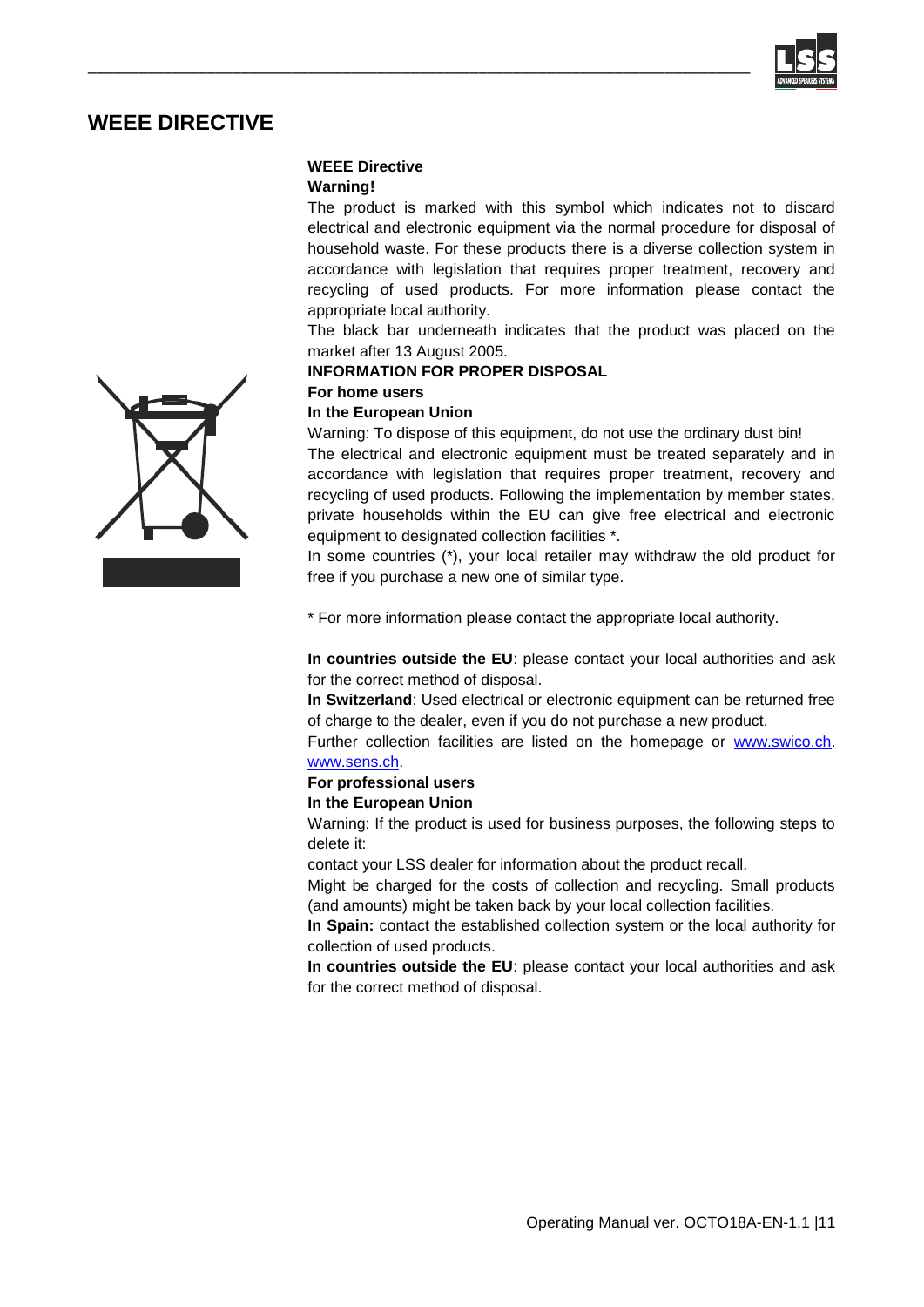# WEEE DIRECTIVE

**WEEE Directive**

**Warning!**

The product is marked with this symbol which indicates not to discard electrical and electronic equipment via the normal procedure for disposal of household waste. For these products there is a diverse collection system in accordance with legislation that requires proper treatment, recovery and recycling of used products. For more information please contact the appropriate local authority.

The black bar underneath indicates that the product was placed on the market after 13 August 2005.

**INFORMATION FOR PROPER DISPOSAL**

**For home users**

**In the European Union**

Warning: To dispose of this equipment, do not use the ordinary dust bin!

The electrical and electronic equipment must be treated separately and in accordance with legislation that requires proper treatment, recovery and recycling of used products. Following the implementation by member states, private households within the EU can give free electrical and electronic equipment to designated collection facilities *.

In some countries (*), your local retailer may withdraw the old product for free if you purchase a new one of similar type.

* For more information please contact the appropriate local authority.

**In countries outside the EU**: please contact your local authorities and ask for the correct method of disposal.

**In Switzerland**: Used electrical or electronic equipment can be returned free of charge to the dealer, even if you do not purchase a new product.

Further collection facilities are listed on the homepage or www.swico.ch. www.sens.ch.

**For professional users**

**In the European Union**

Warning: If the product is used for business purposes, the following steps to delete it:

contact your LSS dealer for information about the product recall.

Might be charged for the costs of collection and recycling. Small products (and amounts) might be taken back by your local collection facilities.

**In Spain:** contact the established collection system or the local authority for collection of used products.

**In countries outside the EU**: please contact your local authorities and ask for the correct method of disposal.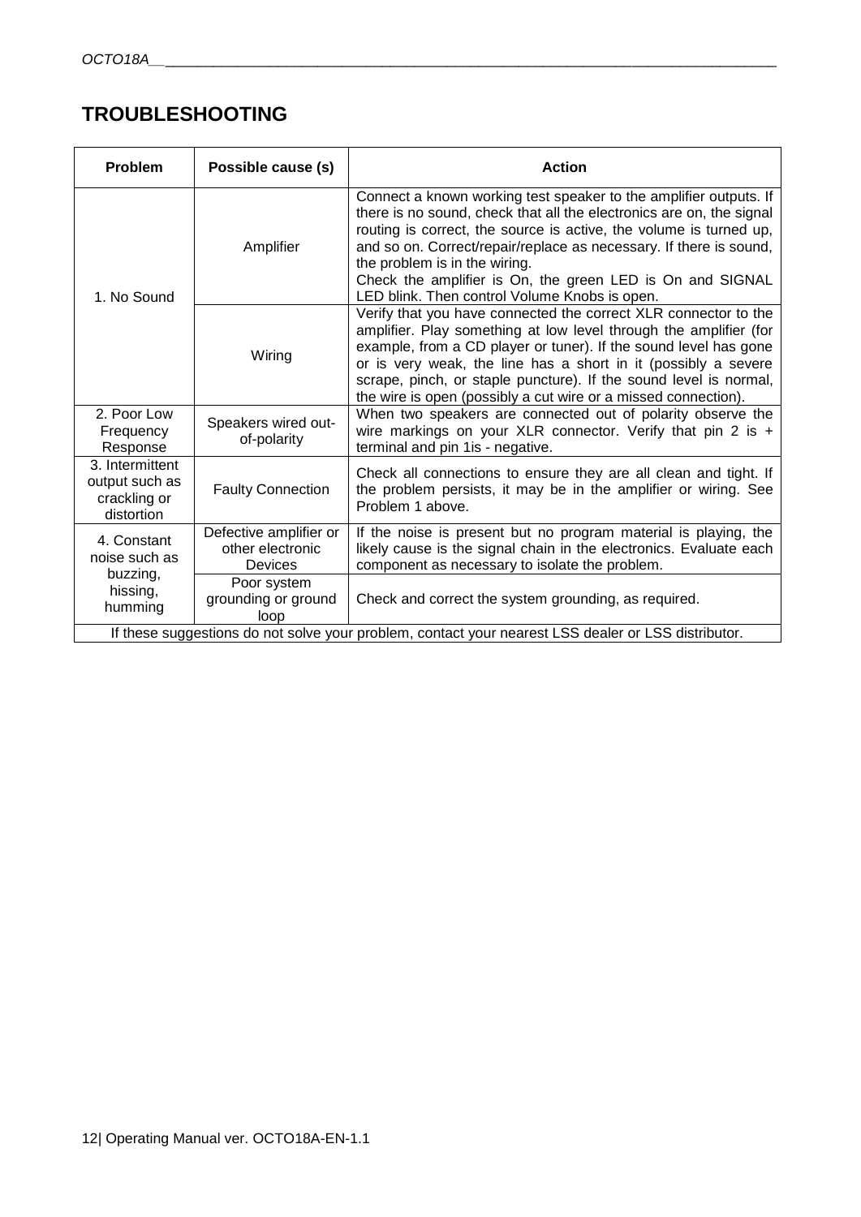# TROUBLESHOOTING

| Problem | Possible cause (s) | Action |
|---|---|---|
| 1. No Sound | Amplifier | Connect a known working test speaker to the amplifier outputs. If there is no sound, check that all the electronics are on, the signal routing is correct, the source is active, the volume is turned up, and so on. Correct/repair/replace as necessary. If there is sound, the problem is in the wiring. Check the amplifier is On, the green LED is On and SIGNAL LED blink. Then control Volume Knobs is open. |
| | Wiring | Verify that you have connected the correct XLR connector to the amplifier. Play something at low level through the amplifier (for example, from a CD player or tuner). If the sound level has gone or is very weak, the line has a short in it (possibly a severe scrape, pinch, or staple puncture). If the sound level is normal, the wire is open (possibly a cut wire or a missed connection). |
| 2. Poor Low Frequency Response | Speakers wired out-of-polarity | When two speakers are connected out of polarity observe the wire markings on your XLR connector. Verify that pin 2 is + terminal and pin 1is - negative. |
| 3. Intermittent output such as crackling or distortion | Faulty Connection | Check all connections to ensure they are all clean and tight. If the problem persists, it may be in the amplifier or wiring. See Problem 1 above. |
| 4. Constant noise such as buzzing, hissing, humming | Defective amplifier or other electronic Devices | If the noise is present but no program material is playing, the likely cause is the signal chain in the electronics. Evaluate each component as necessary to isolate the problem. |
| | Poor system grounding or ground loop | Check and correct the system grounding, as required. |
| If these suggestions do not solve your problem, contact your nearest LSS dealer or LSS distributor. | | |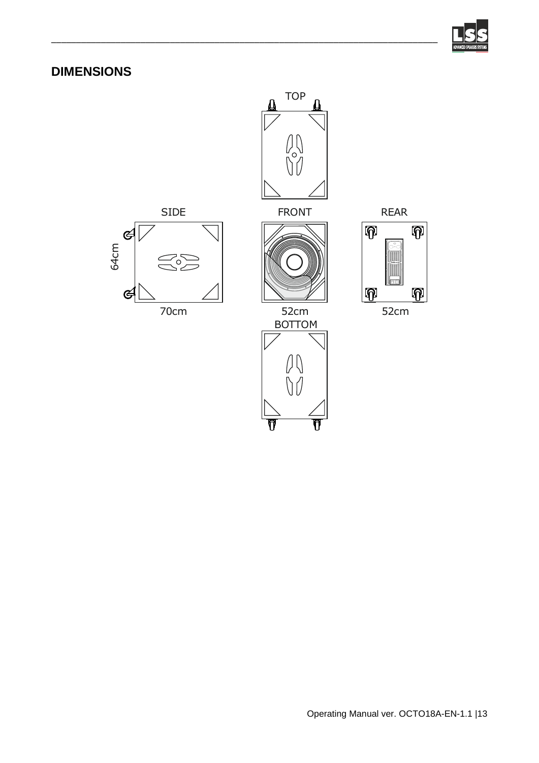## DIMENSIONS

TOP

SIDE

FRONT

REAR

64cm

70cm

52cm

52cm

BOTTOM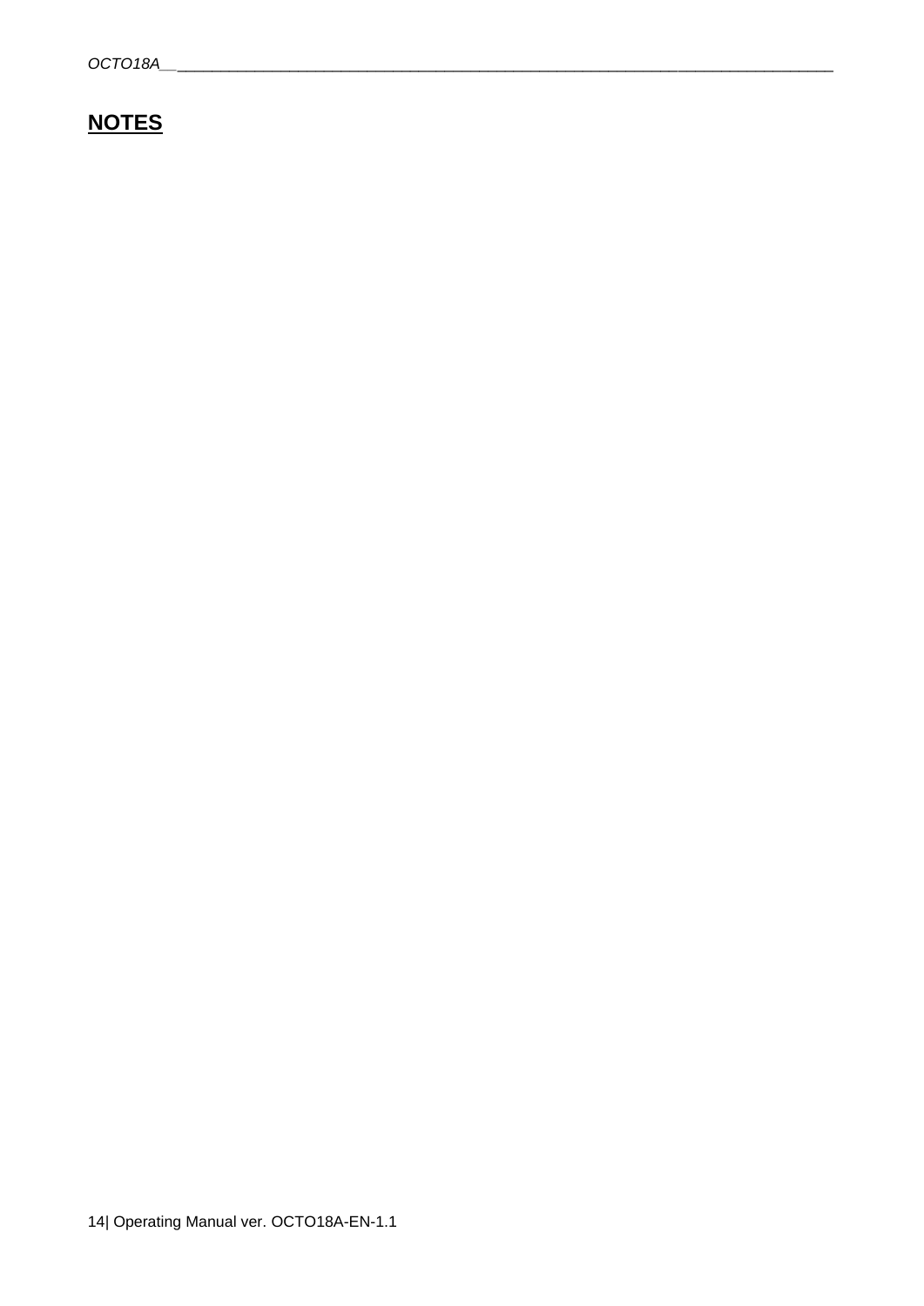## NOTES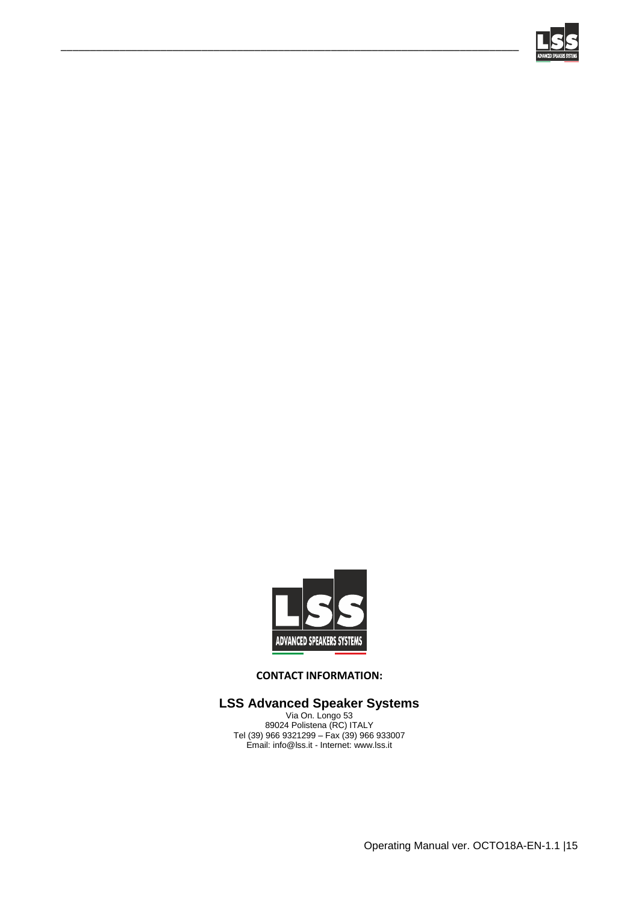**CONTACT INFORMATION:**

**LSS Advanced Speaker Systems**

Via On. Longo 53
89024 Polistena (RC) ITALY
Tel (39) 966 9321299 – Fax (39) 966 933007
Email: info@lss.it - Internet: www.lss.it